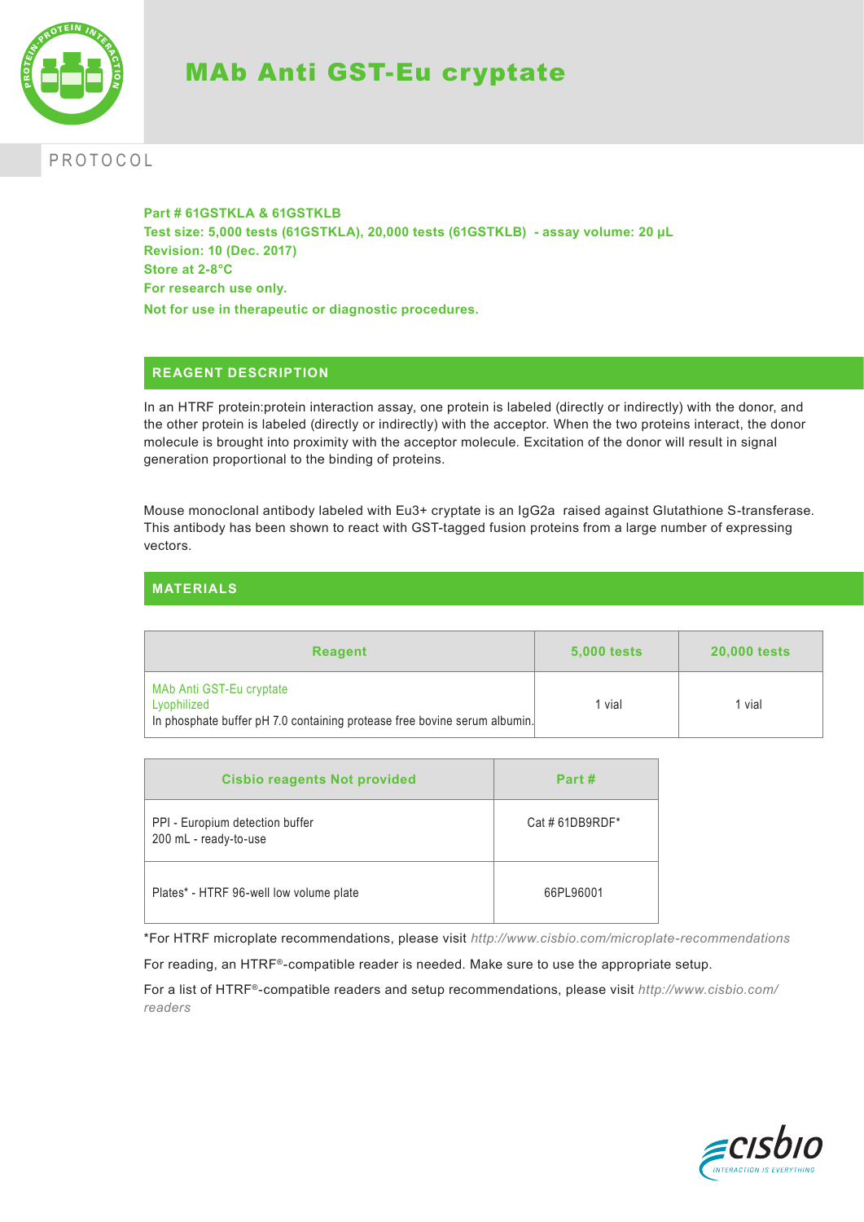# MAb Anti GST-Eu cryptate

PROTOCOL

**Part # 61GSTKLA & 61GSTKLB**
**Test size: 5,000 tests (61GSTKLA), 20,000 tests (61GSTKLB) - assay volume: 20 µL**
**Revision: 10 (Dec. 2017)**
**Store at 2-8°C**
**For research use only.**
**Not for use in therapeutic or diagnostic procedures.**

## REAGENT DESCRIPTION

In an HTRF protein:protein interaction assay, one protein is labeled (directly or indirectly) with the donor, and the other protein is labeled (directly or indirectly) with the acceptor. When the two proteins interact, the donor molecule is brought into proximity with the acceptor molecule. Excitation of the donor will result in signal generation proportional to the binding of proteins.

Mouse monoclonal antibody labeled with $Eu^{3+}$ cryptate is an IgG2a raised against Glutathione S-transferase. This antibody has been shown to react with GST-tagged fusion proteins from a large number of expressing vectors.

## MATERIALS

| Reagent | 5,000 tests | 20,000 tests |
|---|---|---|
| MAb Anti GST-Eu cryptate<br>Lyophilized<br>In phosphate buffer pH 7.0 containing protease free bovine serum albumin. | 1 vial | 1 vial |

| Cisbio reagents Not provided | Part # |
|---|---|
| PPI - Europium detection buffer<br>200 mL - ready-to-use | Cat # 61DB9RDF* |
| Plates* - HTRF 96-well low volume plate | 66PL96001 |

*For HTRF microplate recommendations, please visit *http://www.cisbio.com/microplate-recommendations*

For reading, an HTRF®-compatible reader is needed. Make sure to use the appropriate setup.

For a list of HTRF®-compatible readers and setup recommendations, please visit *http://www.cisbio.com/readers*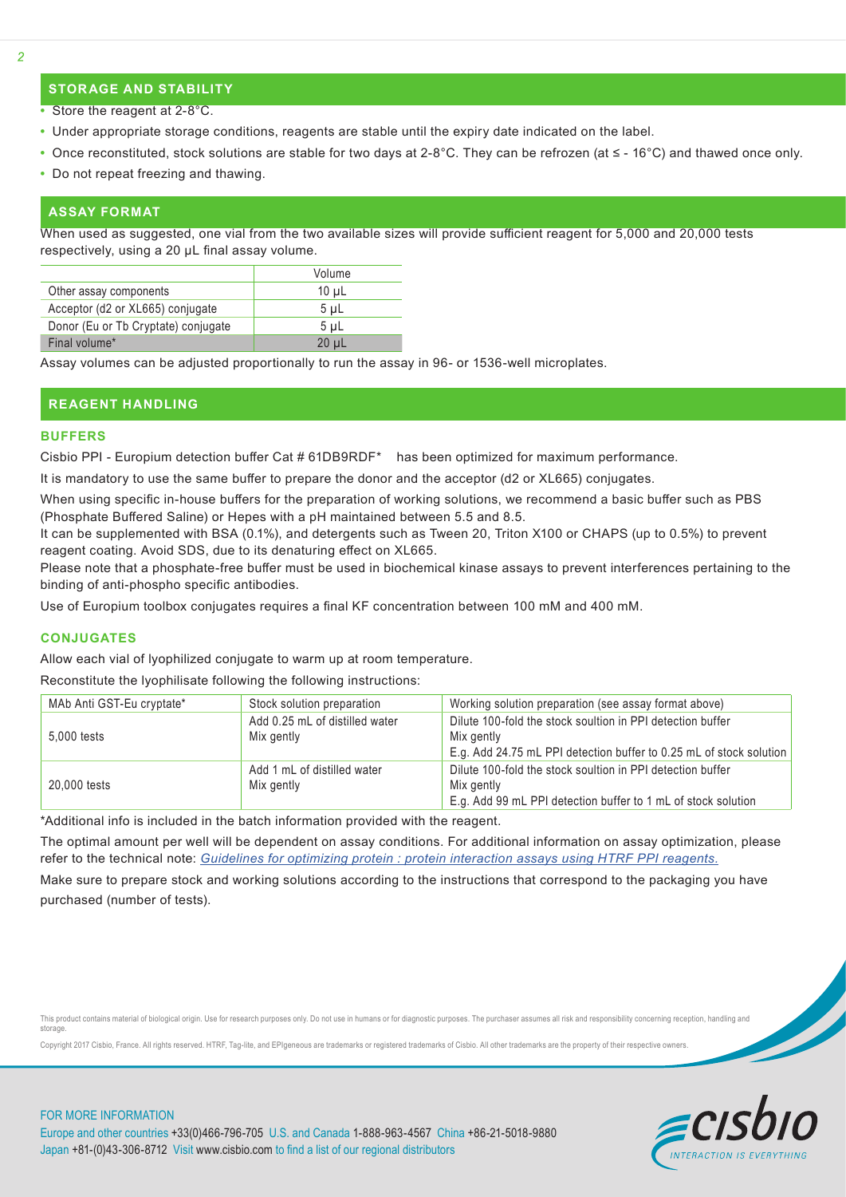## STORAGE AND STABILITY

- Store the reagent at 2-8°C.
- Under appropriate storage conditions, reagents are stable until the expiry date indicated on the label.
- Once reconstituted, stock solutions are stable for two days at 2-8°C. They can be refrozen (at ≤ - 16°C) and thawed once only.
- Do not repeat freezing and thawing.

## ASSAY FORMAT

When used as suggested, one vial from the two available sizes will provide sufficient reagent for 5,000 and 20,000 tests respectively, using a 20 µL final assay volume.

| | Volume |
|---|---|
| Other assay components | 10 µL |
| Acceptor (d2 or XL665) conjugate | 5 µL |
| Donor (Eu or Tb Cryptate) conjugate | 5 µL |
| Final volume* | 20 µL |

Assay volumes can be adjusted proportionally to run the assay in 96- or 1536-well microplates.

## REAGENT HANDLING

### BUFFERS

Cisbio PPI - Europium detection buffer Cat # 61DB9RDF* has been optimized for maximum performance.

It is mandatory to use the same buffer to prepare the donor and the acceptor (d2 or XL665) conjugates.

When using specific in-house buffers for the preparation of working solutions, we recommend a basic buffer such as PBS (Phosphate Buffered Saline) or Hepes with a pH maintained between 5.5 and 8.5.
It can be supplemented with BSA (0.1%), and detergents such as Tween 20, Triton X100 or CHAPS (up to 0.5%) to prevent reagent coating. Avoid SDS, due to its denaturing effect on XL665.
Please note that a phosphate-free buffer must be used in biochemical kinase assays to prevent interferences pertaining to the binding of anti-phospho specific antibodies.

Use of Europium toolbox conjugates requires a final KF concentration between 100 mM and 400 mM.

### CONJUGATES

Allow each vial of lyophilized conjugate to warm up at room temperature.

Reconstitute the lyophilisate following the following instructions:

| MAb Anti GST-Eu cryptate* | Stock solution preparation | Working solution preparation (see assay format above) |
|---|---|---|
| 5,000 tests | Add 0.25 mL of distilled water<br>Mix gently | Dilute 100-fold the stock soultion in PPI detection buffer<br>Mix gently<br>E.g. Add 24.75 mL PPI detection buffer to 0.25 mL of stock solution |
| 20,000 tests | Add 1 mL of distilled water<br>Mix gently | Dilute 100-fold the stock soultion in PPI detection buffer<br>Mix gently<br>E.g. Add 99 mL PPI detection buffer to 1 mL of stock solution |

*Additional info is included in the batch information provided with the reagent.

The optimal amount per well will be dependent on assay conditions. For additional information on assay optimization, please refer to the technical note: *Guidelines for optimizing protein : protein interaction assays using HTRF PPI reagents.*

Make sure to prepare stock and working solutions according to the instructions that correspond to the packaging you have purchased (number of tests).

This product contains material of biological origin. Use for research purposes only. Do not use in humans or for diagnostic purposes. The purchaser assumes all risk and responsibility concerning reception, handling and storage.

Copyright 2017 Cisbio, France. All rights reserved. HTRF, Tag-lite, and EPIgeneous are trademarks or registered trademarks of Cisbio. All other trademarks are the property of their respective owners.

FOR MORE INFORMATION
Europe and other countries +33(0)466-796-705 U.S. and Canada 1-888-963-4567 China +86-21-5018-9880
Japan +81-(0)43-306-8712 Visit www.cisbio.com to find a list of our regional distributors

cisbio
INTERACTION IS EVERYTHING